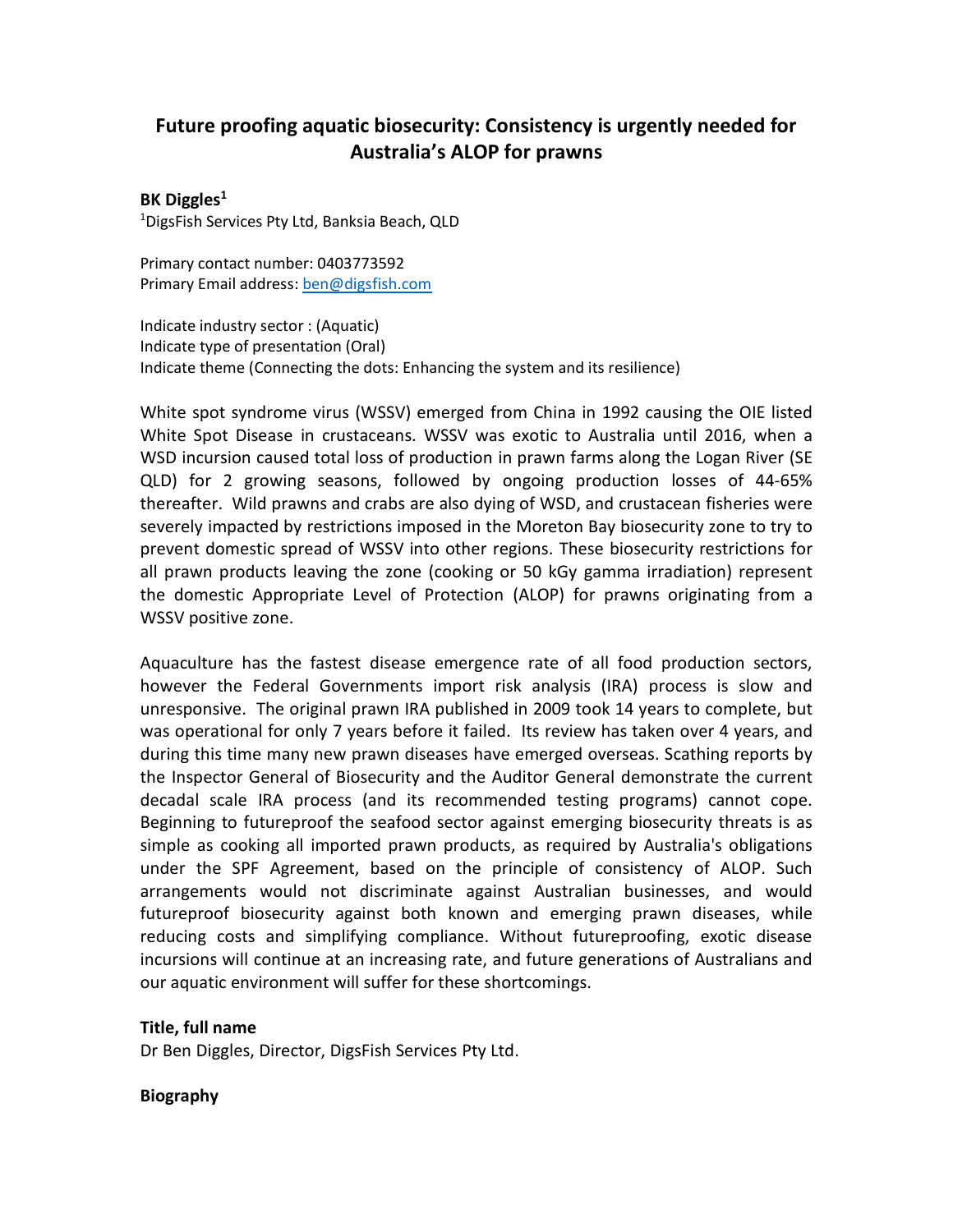# Future proofing aquatic biosecurity: Consistency is urgently needed for Australia's ALOP for prawns

**BK Diggles[1]**

[1]DigsFish Services Pty Ltd, Banksia Beach, QLD

Primary contact number: 0403773592
Primary Email address: ben@digsfish.com

Indicate industry sector : (Aquatic)
Indicate type of presentation (Oral)
Indicate theme (Connecting the dots: Enhancing the system and its resilience)

White spot syndrome virus (WSSV) emerged from China in 1992 causing the OIE listed White Spot Disease in crustaceans. WSSV was exotic to Australia until 2016, when a WSD incursion caused total loss of production in prawn farms along the Logan River (SE QLD) for 2 growing seasons, followed by ongoing production losses of 44-65% thereafter. Wild prawns and crabs are also dying of WSD, and crustacean fisheries were severely impacted by restrictions imposed in the Moreton Bay biosecurity zone to try to prevent domestic spread of WSSV into other regions. These biosecurity restrictions for all prawn products leaving the zone (cooking or 50 kGy gamma irradiation) represent the domestic Appropriate Level of Protection (ALOP) for prawns originating from a WSSV positive zone.

Aquaculture has the fastest disease emergence rate of all food production sectors, however the Federal Governments import risk analysis (IRA) process is slow and unresponsive. The original prawn IRA published in 2009 took 14 years to complete, but was operational for only 7 years before it failed. Its review has taken over 4 years, and during this time many new prawn diseases have emerged overseas. Scathing reports by the Inspector General of Biosecurity and the Auditor General demonstrate the current decadal scale IRA process (and its recommended testing programs) cannot cope. Beginning to futureproof the seafood sector against emerging biosecurity threats is as simple as cooking all imported prawn products, as required by Australia's obligations under the SPF Agreement, based on the principle of consistency of ALOP. Such arrangements would not discriminate against Australian businesses, and would futureproof biosecurity against both known and emerging prawn diseases, while reducing costs and simplifying compliance. Without futureproofing, exotic disease incursions will continue at an increasing rate, and future generations of Australians and our aquatic environment will suffer for these shortcomings.

**Title, full name**

Dr Ben Diggles, Director, DigsFish Services Pty Ltd.

**Biography**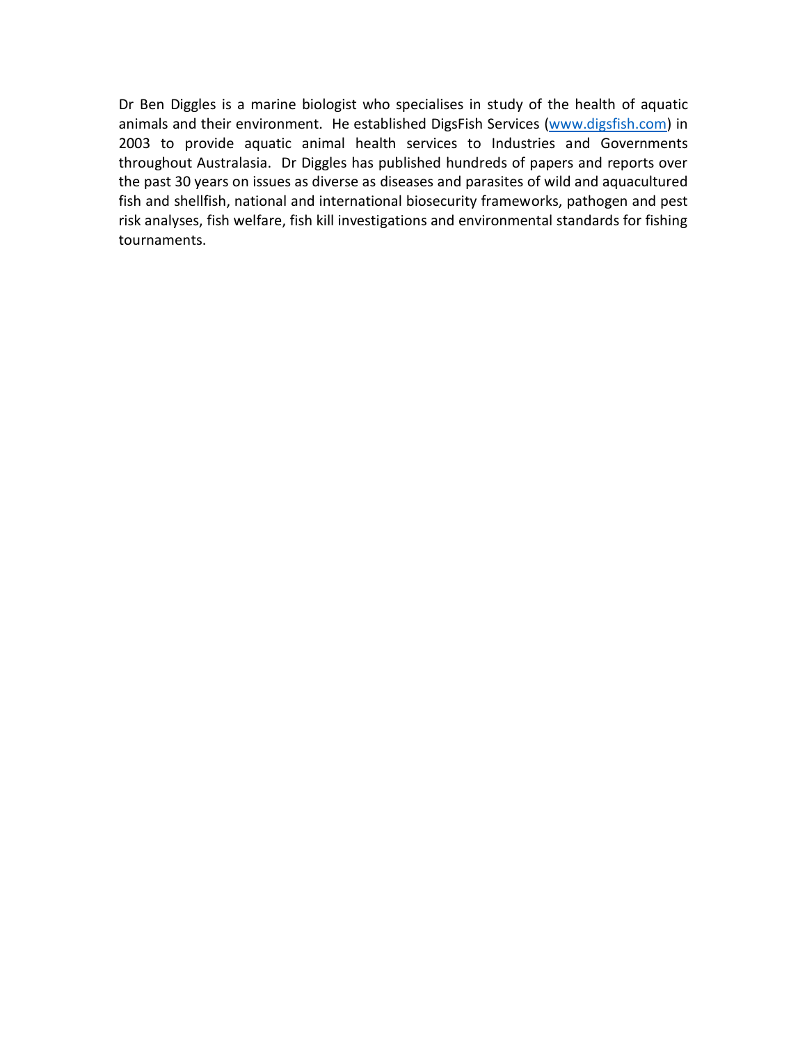Dr Ben Diggles is a marine biologist who specialises in study of the health of aquatic animals and their environment. He established DigsFish Services ([www.digsfish.com](http://www.digsfish.com)) in 2003 to provide aquatic animal health services to Industries and Governments throughout Australasia. Dr Diggles has published hundreds of papers and reports over the past 30 years on issues as diverse as diseases and parasites of wild and aquacultured fish and shellfish, national and international biosecurity frameworks, pathogen and pest risk analyses, fish welfare, fish kill investigations and environmental standards for fishing tournaments.